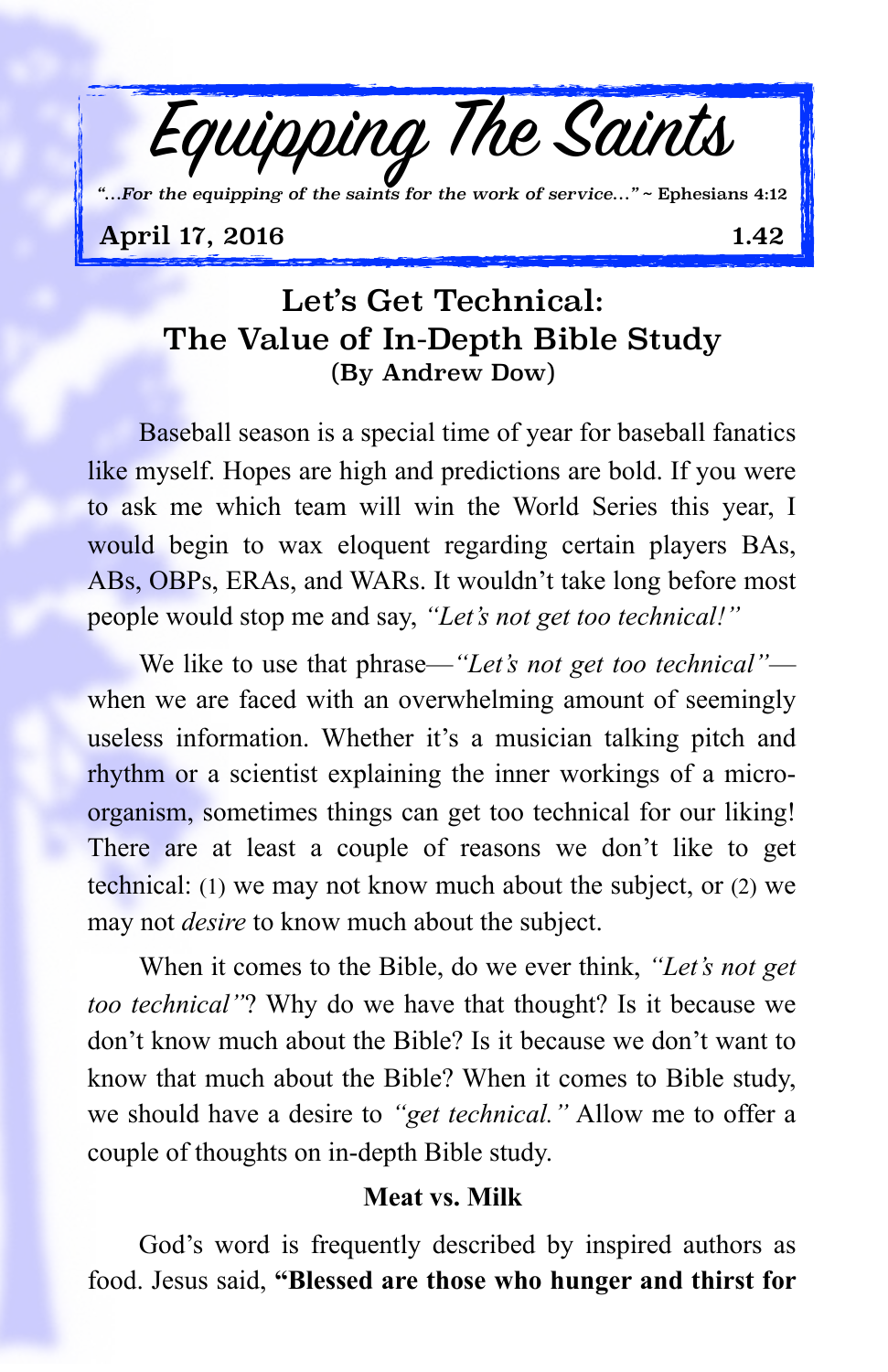# Equipping The Saints

*"...For the equipping of the saints for the work of service..."* ~ Ephesians 4:12

**April 17, 2016** **1.42**

## Let's Get Technical: The Value of In-Depth Bible Study

**(By Andrew Dow)**

Baseball season is a special time of year for baseball fanatics like myself. Hopes are high and predictions are bold. If you were to ask me which team will win the World Series this year, I would begin to wax eloquent regarding certain players BAs, ABs, OBPs, ERAs, and WARs. It wouldn't take long before most people would stop me and say, *"Let's not get too technical!"*

We like to use that phrase—*"Let's not get too technical"*—when we are faced with an overwhelming amount of seemingly useless information. Whether it's a musician talking pitch and rhythm or a scientist explaining the inner workings of a micro-organism, sometimes things can get too technical for our liking! There are at least a couple of reasons we don't like to get technical: (1) we may not know much about the subject, or (2) we may not *desire* to know much about the subject.

When it comes to the Bible, do we ever think, *"Let's not get too technical"*? Why do we have that thought? Is it because we don't know much about the Bible? Is it because we don't want to know that much about the Bible? When it comes to Bible study, we should have a desire to *"get technical."* Allow me to offer a couple of thoughts on in-depth Bible study.

### Meat vs. Milk

God's word is frequently described by inspired authors as food. Jesus said, **"Blessed are those who hunger and thirst for**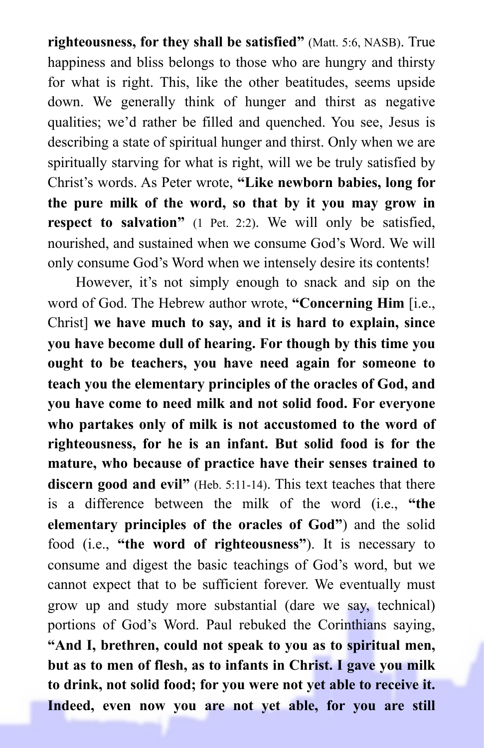**righteousness, for they shall be satisfied"** (Matt. 5:6, NASB). True happiness and bliss belongs to those who are hungry and thirsty for what is right. This, like the other beatitudes, seems upside down. We generally think of hunger and thirst as negative qualities; we'd rather be filled and quenched. You see, Jesus is describing a state of spiritual hunger and thirst. Only when we are spiritually starving for what is right, will we be truly satisfied by Christ's words. As Peter wrote, **"Like newborn babies, long for the pure milk of the word, so that by it you may grow in respect to salvation"** (1 Pet. 2:2). We will only be satisfied, nourished, and sustained when we consume God's Word. We will only consume God's Word when we intensely desire its contents!

However, it's not simply enough to snack and sip on the word of God. The Hebrew author wrote, **"Concerning Him** [i.e., Christ] **we have much to say, and it is hard to explain, since you have become dull of hearing. For though by this time you ought to be teachers, you have need again for someone to teach you the elementary principles of the oracles of God, and you have come to need milk and not solid food. For everyone who partakes only of milk is not accustomed to the word of righteousness, for he is an infant. But solid food is for the mature, who because of practice have their senses trained to discern good and evil"** (Heb. 5:11-14). This text teaches that there is a difference between the milk of the word (i.e., **"the elementary principles of the oracles of God"**) and the solid food (i.e., **"the word of righteousness"**). It is necessary to consume and digest the basic teachings of God's word, but we cannot expect that to be sufficient forever. We eventually must grow up and study more substantial (dare we say, technical) portions of God's Word. Paul rebuked the Corinthians saying, **"And I, brethren, could not speak to you as to spiritual men, but as to men of flesh, as to infants in Christ. I gave you milk to drink, not solid food; for you were not yet able to receive it. Indeed, even now you are not yet able, for you are still**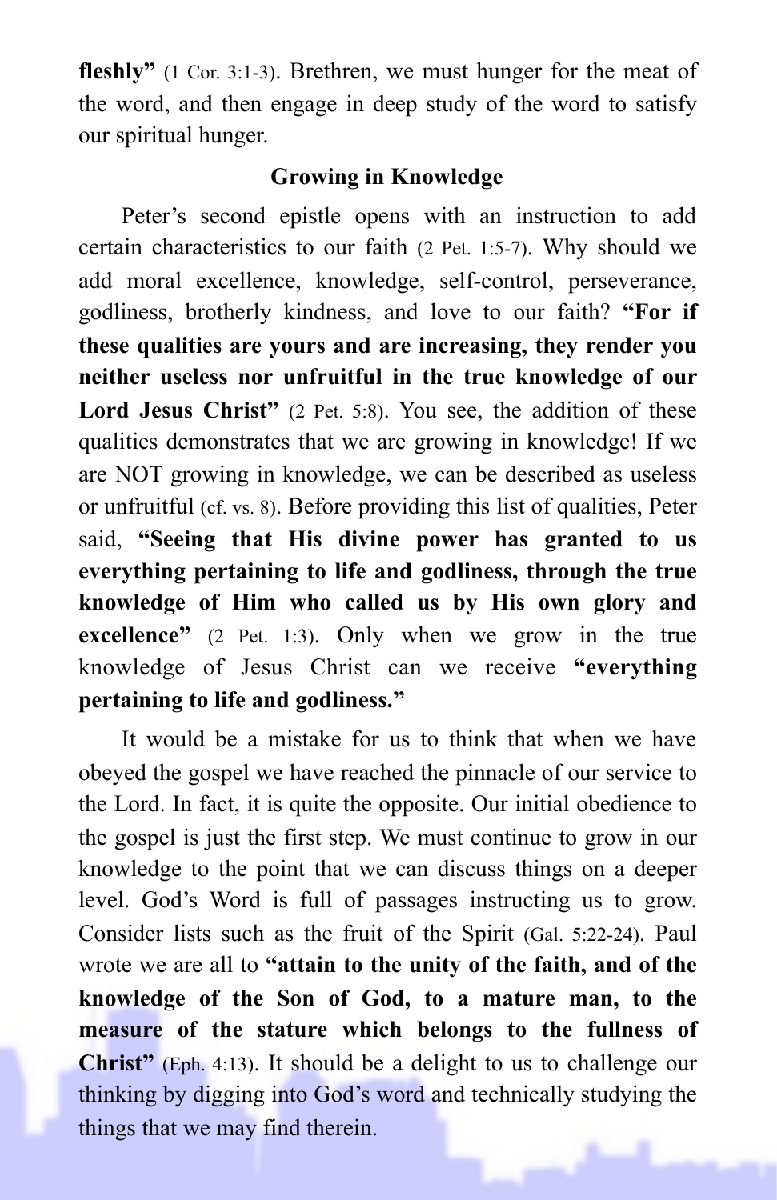**fleshly"** (1 Cor. 3:1-3). Brethren, we must hunger for the meat of the word, and then engage in deep study of the word to satisfy our spiritual hunger.

## Growing in Knowledge

Peter's second epistle opens with an instruction to add certain characteristics to our faith (2 Pet. 1:5-7). Why should we add moral excellence, knowledge, self-control, perseverance, godliness, brotherly kindness, and love to our faith? **"For if these qualities are yours and are increasing, they render you neither useless nor unfruitful in the true knowledge of our Lord Jesus Christ"** (2 Pet. 5:8). You see, the addition of these qualities demonstrates that we are growing in knowledge! If we are NOT growing in knowledge, we can be described as useless or unfruitful (cf. vs. 8). Before providing this list of qualities, Peter said, **"Seeing that His divine power has granted to us everything pertaining to life and godliness, through the true knowledge of Him who called us by His own glory and excellence"** (2 Pet. 1:3). Only when we grow in the true knowledge of Jesus Christ can we receive **"everything pertaining to life and godliness."**

It would be a mistake for us to think that when we have obeyed the gospel we have reached the pinnacle of our service to the Lord. In fact, it is quite the opposite. Our initial obedience to the gospel is just the first step. We must continue to grow in our knowledge to the point that we can discuss things on a deeper level. God's Word is full of passages instructing us to grow. Consider lists such as the fruit of the Spirit (Gal. 5:22-24). Paul wrote we are all to **"attain to the unity of the faith, and of the knowledge of the Son of God, to a mature man, to the measure of the stature which belongs to the fullness of Christ"** (Eph. 4:13). It should be a delight to us to challenge our thinking by digging into God's word and technically studying the things that we may find therein.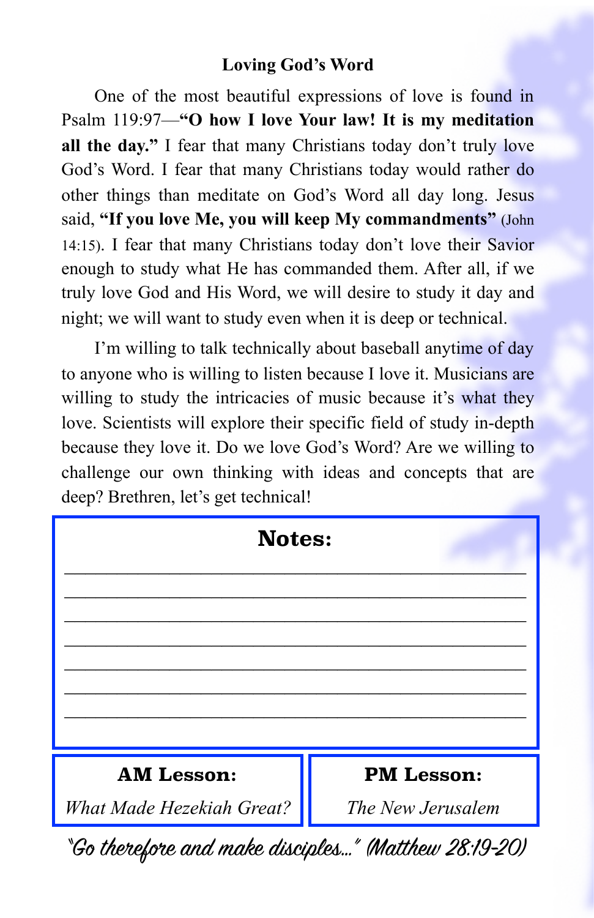## Loving God's Word

One of the most beautiful expressions of love is found in Psalm 119:97—**"O how I love Your law! It is my meditation all the day."** I fear that many Christians today don't truly love God's Word. I fear that many Christians today would rather do other things than meditate on God's Word all day long. Jesus said, **"If you love Me, you will keep My commandments"** (John 14:15). I fear that many Christians today don't love their Savior enough to study what He has commanded them. After all, if we truly love God and His Word, we will desire to study it day and night; we will want to study even when it is deep or technical.

I'm willing to talk technically about baseball anytime of day to anyone who is willing to listen because I love it. Musicians are willing to study the intricacies of music because it's what they love. Scientists will explore their specific field of study in-depth because they love it. Do we love God's Word? Are we willing to challenge our own thinking with ideas and concepts that are deep? Brethren, let's get technical!

**Notes:**

_______________________________________________

_______________________________________________

_______________________________________________

_______________________________________________

_______________________________________________

_______________________________________________

_______________________________________________

| AM Lesson: | PM Lesson: |
| --- | --- |
| *What Made Hezekiah Great?* | *The New Jerusalem* |

*"Go therefore and make disciples..." (Matthew 28:19-20)*